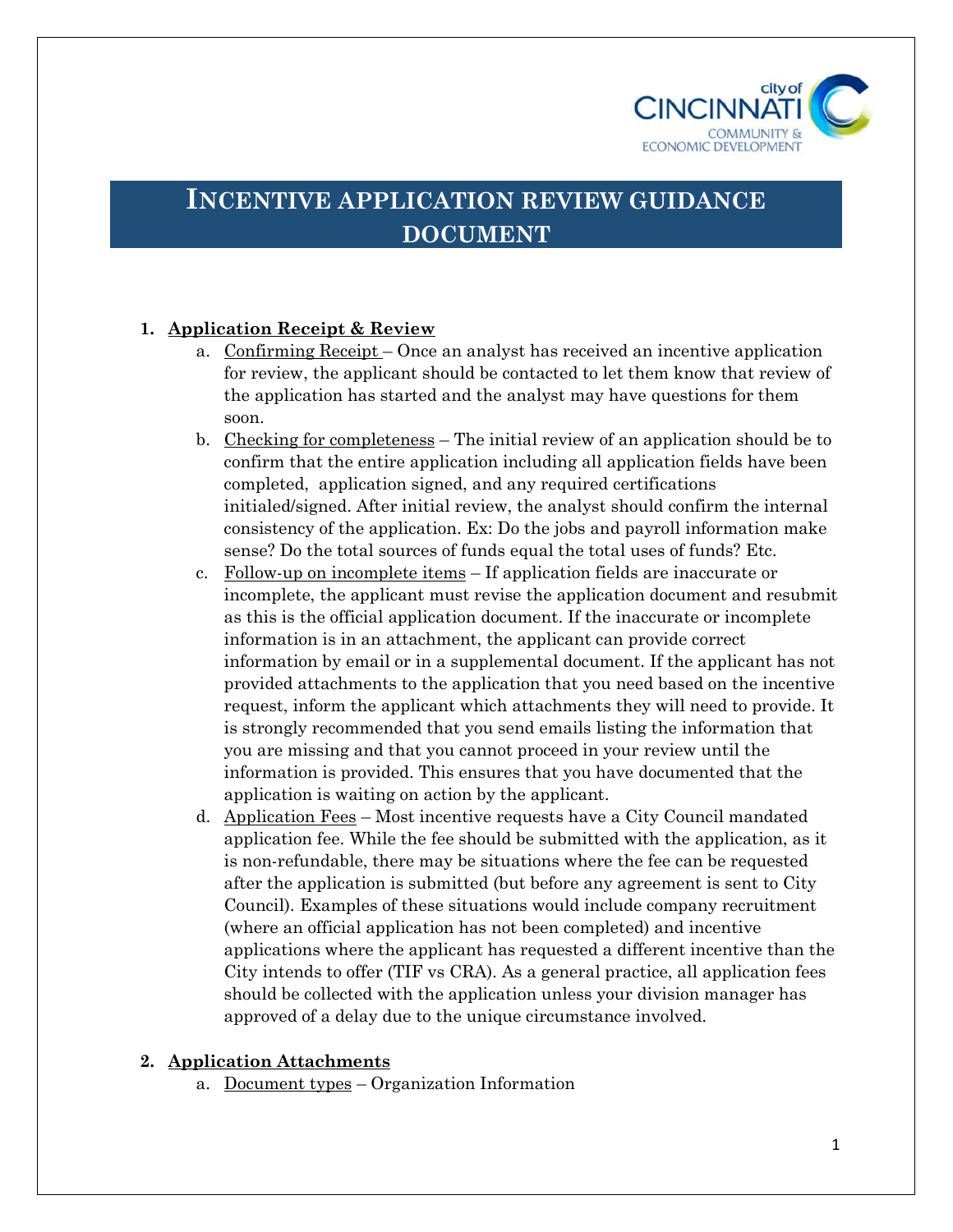# INCENTIVE APPLICATION REVIEW GUIDANCE DOCUMENT

1. **Application Receipt & Review**
   a. Confirming Receipt – Once an analyst has received an incentive application for review, the applicant should be contacted to let them know that review of the application has started and the analyst may have questions for them soon.
   b. Checking for completeness – The initial review of an application should be to confirm that the entire application including all application fields have been completed, application signed, and any required certifications initialed/signed. After initial review, the analyst should confirm the internal consistency of the application. Ex: Do the jobs and payroll information make sense? Do the total sources of funds equal the total uses of funds? Etc.
   c. Follow-up on incomplete items – If application fields are inaccurate or incomplete, the applicant must revise the application document and resubmit as this is the official application document. If the inaccurate or incomplete information is in an attachment, the applicant can provide correct information by email or in a supplemental document. If the applicant has not provided attachments to the application that you need based on the incentive request, inform the applicant which attachments they will need to provide. It is strongly recommended that you send emails listing the information that you are missing and that you cannot proceed in your review until the information is provided. This ensures that you have documented that the application is waiting on action by the applicant.
   d. Application Fees – Most incentive requests have a City Council mandated application fee. While the fee should be submitted with the application, as it is non-refundable, there may be situations where the fee can be requested after the application is submitted (but before any agreement is sent to City Council). Examples of these situations would include company recruitment (where an official application has not been completed) and incentive applications where the applicant has requested a different incentive than the City intends to offer (TIF vs CRA). As a general practice, all application fees should be collected with the application unless your division manager has approved of a delay due to the unique circumstance involved.

2. **Application Attachments**
   a. Document types – Organization Information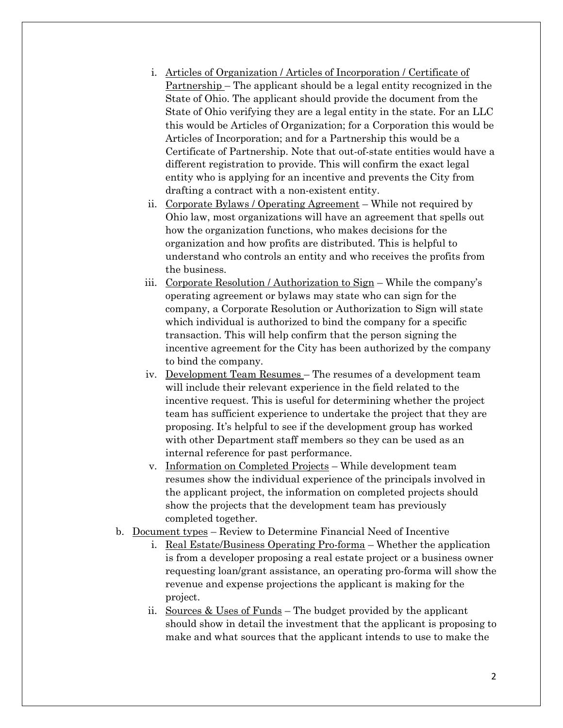i. <u>Articles of Organization / Articles of Incorporation / Certificate of Partnership</u> – The applicant should be a legal entity recognized in the State of Ohio. The applicant should provide the document from the State of Ohio verifying they are a legal entity in the state. For an LLC this would be Articles of Organization; for a Corporation this would be Articles of Incorporation; and for a Partnership this would be a Certificate of Partnership. Note that out-of-state entities would have a different registration to provide. This will confirm the exact legal entity who is applying for an incentive and prevents the City from drafting a contract with a non-existent entity.

ii. <u>Corporate Bylaws / Operating Agreement</u> – While not required by Ohio law, most organizations will have an agreement that spells out how the organization functions, who makes decisions for the organization and how profits are distributed. This is helpful to understand who controls an entity and who receives the profits from the business.

iii. <u>Corporate Resolution / Authorization to Sign</u> – While the company's operating agreement or bylaws may state who can sign for the company, a Corporate Resolution or Authorization to Sign will state which individual is authorized to bind the company for a specific transaction. This will help confirm that the person signing the incentive agreement for the City has been authorized by the company to bind the company.

iv. <u>Development Team Resumes</u> – The resumes of a development team will include their relevant experience in the field related to the incentive request. This is useful for determining whether the project team has sufficient experience to undertake the project that they are proposing. It's helpful to see if the development group has worked with other Department staff members so they can be used as an internal reference for past performance.

v. <u>Information on Completed Projects</u> – While development team resumes show the individual experience of the principals involved in the applicant project, the information on completed projects should show the projects that the development team has previously completed together.

b. <u>Document types</u> – Review to Determine Financial Need of Incentive

i. <u>Real Estate/Business Operating Pro-forma</u> – Whether the application is from a developer proposing a real estate project or a business owner requesting loan/grant assistance, an operating pro-forma will show the revenue and expense projections the applicant is making for the project.

ii. <u>Sources & Uses of Funds</u> – The budget provided by the applicant should show in detail the investment that the applicant is proposing to make and what sources that the applicant intends to use to make the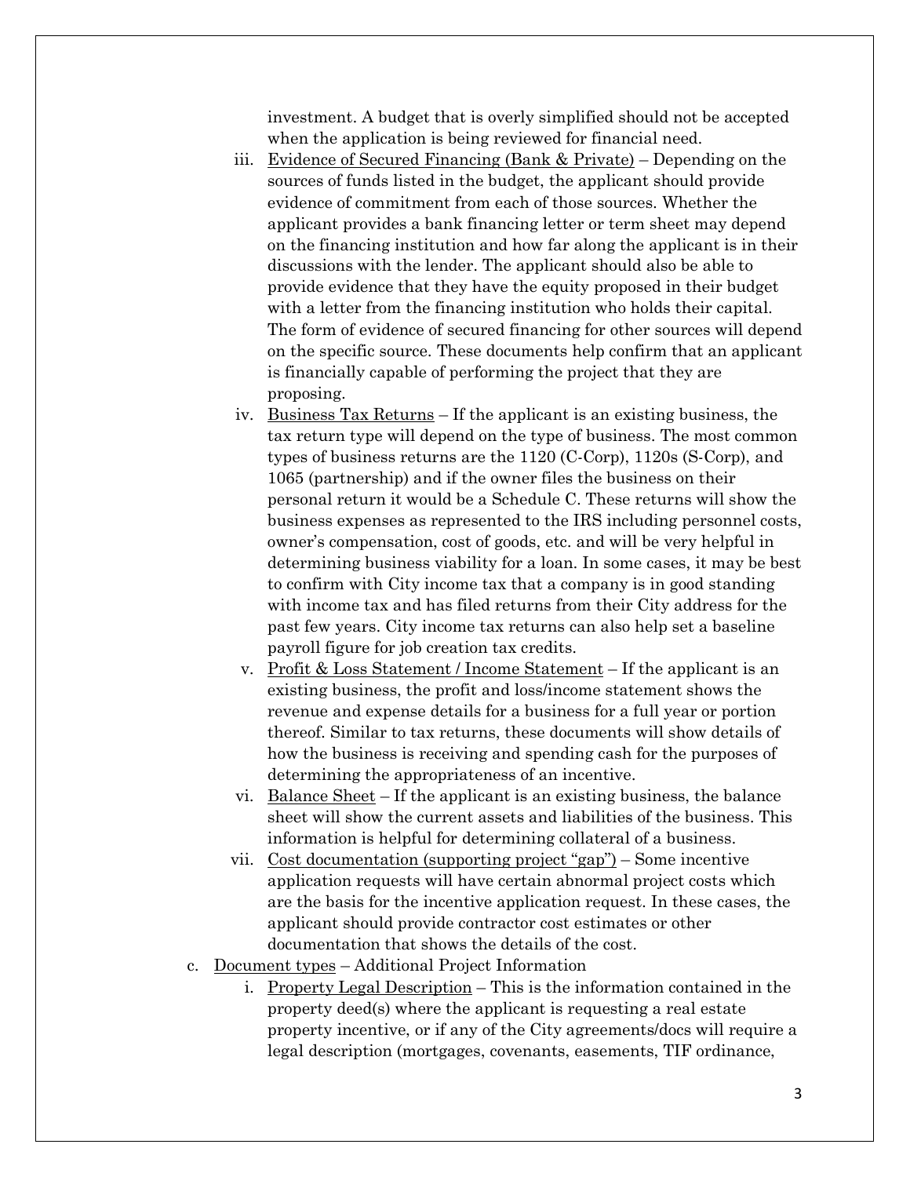investment. A budget that is overly simplified should not be accepted when the application is being reviewed for financial need.

iii. <u>Evidence of Secured Financing (Bank & Private)</u> – Depending on the sources of funds listed in the budget, the applicant should provide evidence of commitment from each of those sources. Whether the applicant provides a bank financing letter or term sheet may depend on the financing institution and how far along the applicant is in their discussions with the lender. The applicant should also be able to provide evidence that they have the equity proposed in their budget with a letter from the financing institution who holds their capital. The form of evidence of secured financing for other sources will depend on the specific source. These documents help confirm that an applicant is financially capable of performing the project that they are proposing.

iv. <u>Business Tax Returns</u> – If the applicant is an existing business, the tax return type will depend on the type of business. The most common types of business returns are the 1120 (C-Corp), 1120s (S-Corp), and 1065 (partnership) and if the owner files the business on their personal return it would be a Schedule C. These returns will show the business expenses as represented to the IRS including personnel costs, owner's compensation, cost of goods, etc. and will be very helpful in determining business viability for a loan. In some cases, it may be best to confirm with City income tax that a company is in good standing with income tax and has filed returns from their City address for the past few years. City income tax returns can also help set a baseline payroll figure for job creation tax credits.

v. <u>Profit & Loss Statement / Income Statement</u> – If the applicant is an existing business, the profit and loss/income statement shows the revenue and expense details for a business for a full year or portion thereof. Similar to tax returns, these documents will show details of how the business is receiving and spending cash for the purposes of determining the appropriateness of an incentive.

vi. <u>Balance Sheet</u> – If the applicant is an existing business, the balance sheet will show the current assets and liabilities of the business. This information is helpful for determining collateral of a business.

vii. <u>Cost documentation (supporting project "gap")</u> – Some incentive application requests will have certain abnormal project costs which are the basis for the incentive application request. In these cases, the applicant should provide contractor cost estimates or other documentation that shows the details of the cost.

c. <u>Document types</u> – Additional Project Information

i. <u>Property Legal Description</u> – This is the information contained in the property deed(s) where the applicant is requesting a real estate property incentive, or if any of the City agreements/docs will require a legal description (mortgages, covenants, easements, TIF ordinance,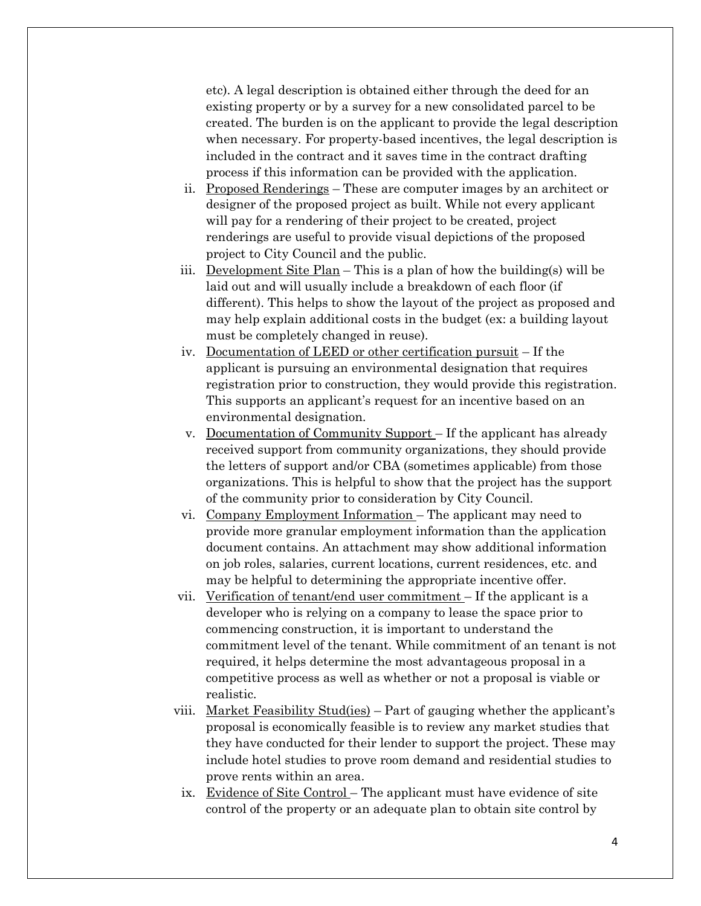etc). A legal description is obtained either through the deed for an existing property or by a survey for a new consolidated parcel to be created. The burden is on the applicant to provide the legal description when necessary. For property-based incentives, the legal description is included in the contract and it saves time in the contract drafting process if this information can be provided with the application.

ii. Proposed Renderings – These are computer images by an architect or designer of the proposed project as built. While not every applicant will pay for a rendering of their project to be created, project renderings are useful to provide visual depictions of the proposed project to City Council and the public.

iii. Development Site Plan – This is a plan of how the building(s) will be laid out and will usually include a breakdown of each floor (if different). This helps to show the layout of the project as proposed and may help explain additional costs in the budget (ex: a building layout must be completely changed in reuse).

iv. Documentation of LEED or other certification pursuit – If the applicant is pursuing an environmental designation that requires registration prior to construction, they would provide this registration. This supports an applicant's request for an incentive based on an environmental designation.

v. Documentation of Community Support – If the applicant has already received support from community organizations, they should provide the letters of support and/or CBA (sometimes applicable) from those organizations. This is helpful to show that the project has the support of the community prior to consideration by City Council.

vi. Company Employment Information – The applicant may need to provide more granular employment information than the application document contains. An attachment may show additional information on job roles, salaries, current locations, current residences, etc. and may be helpful to determining the appropriate incentive offer.

vii. Verification of tenant/end user commitment – If the applicant is a developer who is relying on a company to lease the space prior to commencing construction, it is important to understand the commitment level of the tenant. While commitment of an tenant is not required, it helps determine the most advantageous proposal in a competitive process as well as whether or not a proposal is viable or realistic.

viii. Market Feasibility Stud(ies) – Part of gauging whether the applicant's proposal is economically feasible is to review any market studies that they have conducted for their lender to support the project. These may include hotel studies to prove room demand and residential studies to prove rents within an area.

ix. Evidence of Site Control – The applicant must have evidence of site control of the property or an adequate plan to obtain site control by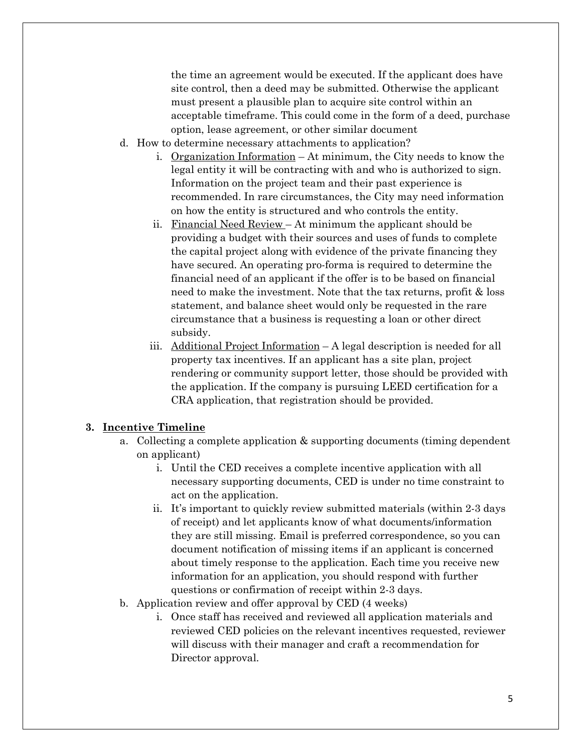the time an agreement would be executed. If the applicant does have site control, then a deed may be submitted. Otherwise the applicant must present a plausible plan to acquire site control within an acceptable timeframe. This could come in the form of a deed, purchase option, lease agreement, or other similar document

d. How to determine necessary attachments to application?
   i. <u>Organization Information</u> – At minimum, the City needs to know the legal entity it will be contracting with and who is authorized to sign. Information on the project team and their past experience is recommended. In rare circumstances, the City may need information on how the entity is structured and who controls the entity.
   ii. <u>Financial Need Review</u> – At minimum the applicant should be providing a budget with their sources and uses of funds to complete the capital project along with evidence of the private financing they have secured. An operating pro-forma is required to determine the financial need of an applicant if the offer is to be based on financial need to make the investment. Note that the tax returns, profit & loss statement, and balance sheet would only be requested in the rare circumstance that a business is requesting a loan or other direct subsidy.
   iii. <u>Additional Project Information</u> – A legal description is needed for all property tax incentives. If an applicant has a site plan, project rendering or community support letter, those should be provided with the application. If the company is pursuing LEED certification for a CRA application, that registration should be provided.

3. **<u>Incentive Timeline</u>**
   a. Collecting a complete application & supporting documents (timing dependent on applicant)
      i. Until the CED receives a complete incentive application with all necessary supporting documents, CED is under no time constraint to act on the application.
      ii. It's important to quickly review submitted materials (within 2-3 days of receipt) and let applicants know of what documents/information they are still missing. Email is preferred correspondence, so you can document notification of missing items if an applicant is concerned about timely response to the application. Each time you receive new information for an application, you should respond with further questions or confirmation of receipt within 2-3 days.
   b. Application review and offer approval by CED (4 weeks)
      i. Once staff has received and reviewed all application materials and reviewed CED policies on the relevant incentives requested, reviewer will discuss with their manager and craft a recommendation for Director approval.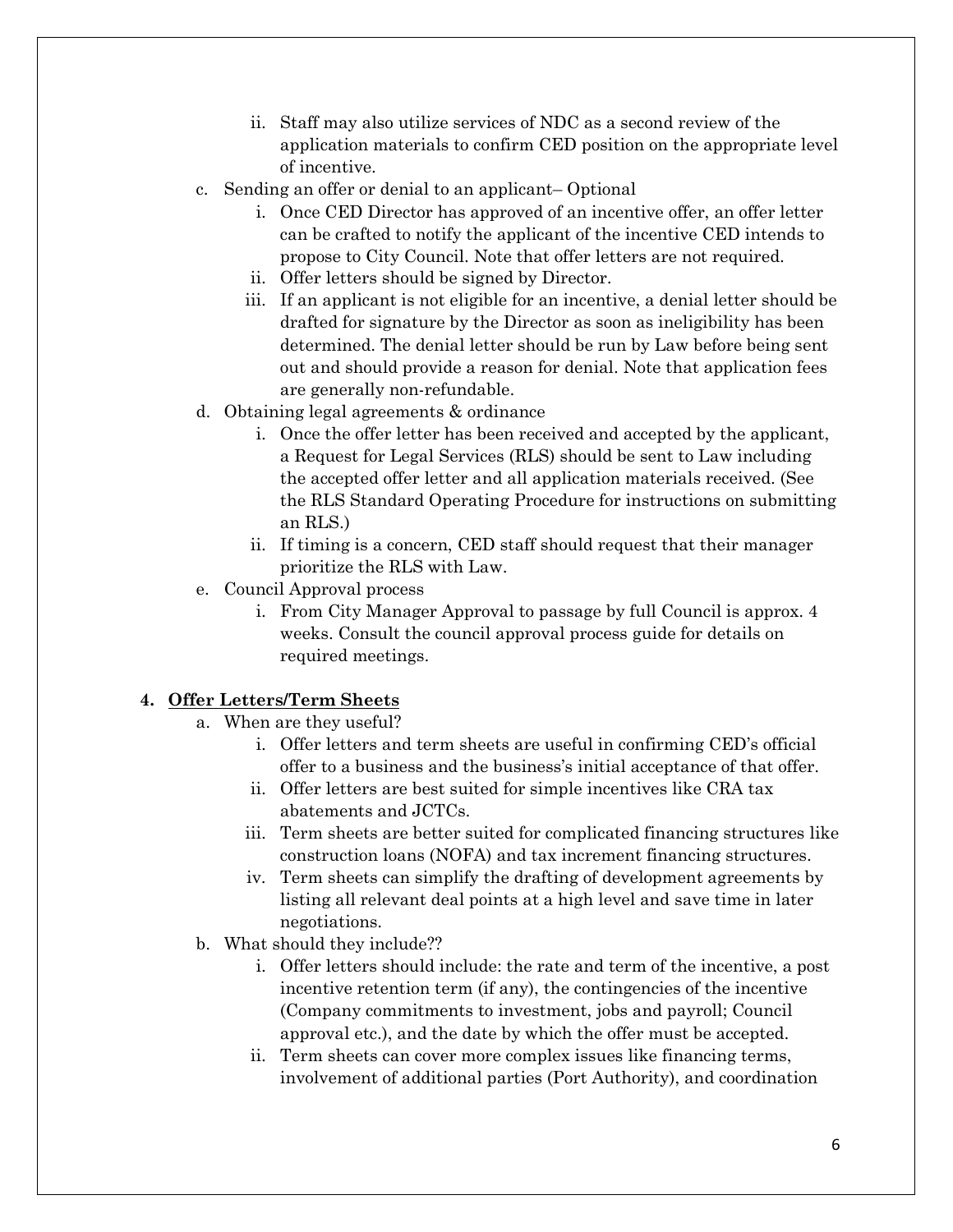ii. Staff may also utilize services of NDC as a second review of the application materials to confirm CED position on the appropriate level of incentive.

c. Sending an offer or denial to an applicant– Optional

   i. Once CED Director has approved of an incentive offer, an offer letter can be crafted to notify the applicant of the incentive CED intends to propose to City Council. Note that offer letters are not required.

   ii. Offer letters should be signed by Director.

   iii. If an applicant is not eligible for an incentive, a denial letter should be drafted for signature by the Director as soon as ineligibility has been determined. The denial letter should be run by Law before being sent out and should provide a reason for denial. Note that application fees are generally non-refundable.

d. Obtaining legal agreements & ordinance

   i. Once the offer letter has been received and accepted by the applicant, a Request for Legal Services (RLS) should be sent to Law including the accepted offer letter and all application materials received. (See the RLS Standard Operating Procedure for instructions on submitting an RLS.)

   ii. If timing is a concern, CED staff should request that their manager prioritize the RLS with Law.

e. Council Approval process

   i. From City Manager Approval to passage by full Council is approx. 4 weeks. Consult the council approval process guide for details on required meetings.

**4. <u>Offer Letters/Term Sheets</u>**

a. When are they useful?

   i. Offer letters and term sheets are useful in confirming CED's official offer to a business and the business's initial acceptance of that offer.

   ii. Offer letters are best suited for simple incentives like CRA tax abatements and JCTCs.

   iii. Term sheets are better suited for complicated financing structures like construction loans (NOFA) and tax increment financing structures.

   iv. Term sheets can simplify the drafting of development agreements by listing all relevant deal points at a high level and save time in later negotiations.

b. What should they include??

   i. Offer letters should include: the rate and term of the incentive, a post incentive retention term (if any), the contingencies of the incentive (Company commitments to investment, jobs and payroll; Council approval etc.), and the date by which the offer must be accepted.

   ii. Term sheets can cover more complex issues like financing terms, involvement of additional parties (Port Authority), and coordination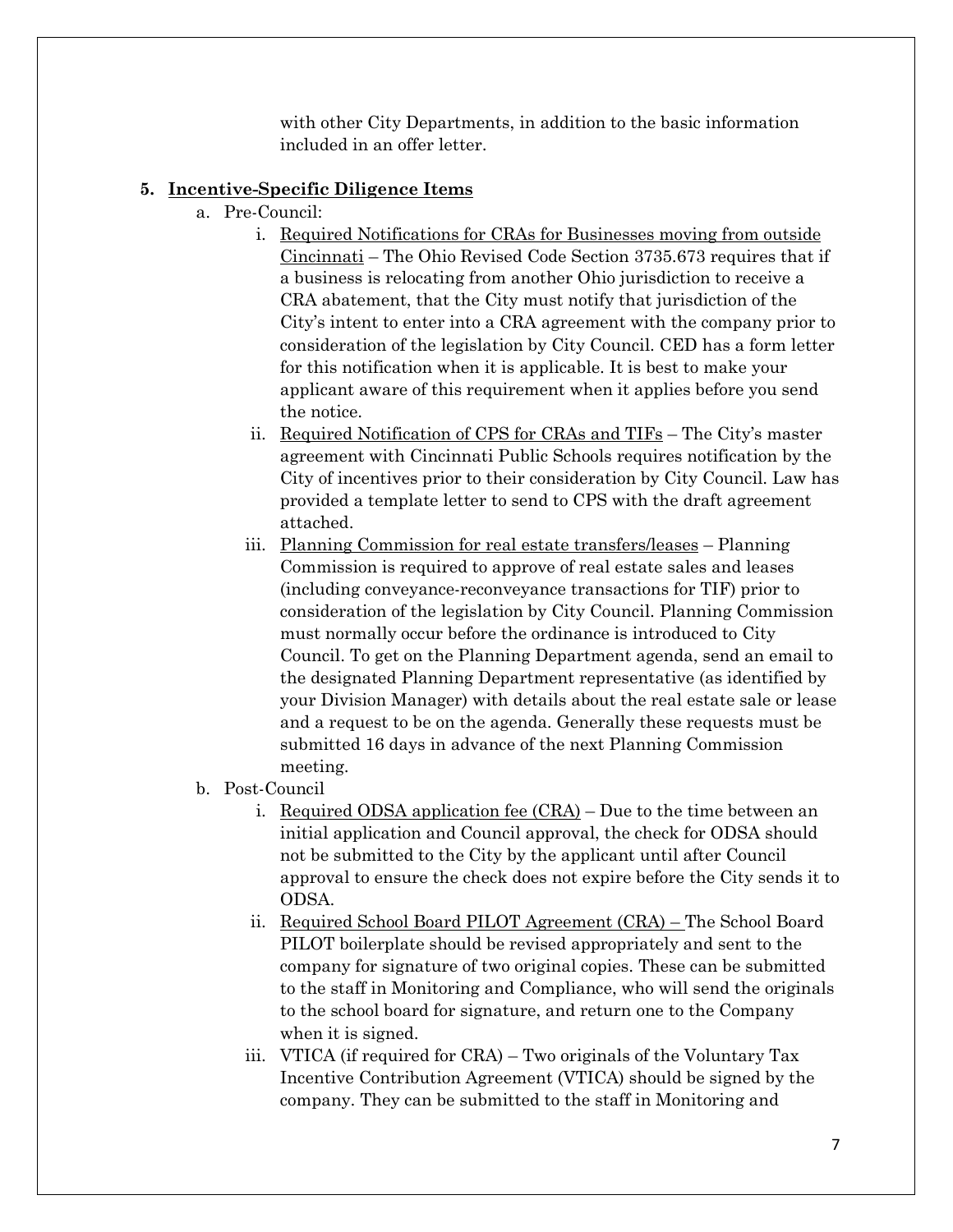with other City Departments, in addition to the basic information included in an offer letter.

**5. Incentive-Specific Diligence Items**

a. Pre-Council:

   i. Required Notifications for CRAs for Businesses moving from outside Cincinnati – The Ohio Revised Code Section 3735.673 requires that if a business is relocating from another Ohio jurisdiction to receive a CRA abatement, that the City must notify that jurisdiction of the City's intent to enter into a CRA agreement with the company prior to consideration of the legislation by City Council. CED has a form letter for this notification when it is applicable. It is best to make your applicant aware of this requirement when it applies before you send the notice.

   ii. Required Notification of CPS for CRAs and TIFs – The City's master agreement with Cincinnati Public Schools requires notification by the City of incentives prior to their consideration by City Council. Law has provided a template letter to send to CPS with the draft agreement attached.

   iii. Planning Commission for real estate transfers/leases – Planning Commission is required to approve of real estate sales and leases (including conveyance-reconveyance transactions for TIF) prior to consideration of the legislation by City Council. Planning Commission must normally occur before the ordinance is introduced to City Council. To get on the Planning Department agenda, send an email to the designated Planning Department representative (as identified by your Division Manager) with details about the real estate sale or lease and a request to be on the agenda. Generally these requests must be submitted 16 days in advance of the next Planning Commission meeting.

b. Post-Council

   i. Required ODSA application fee (CRA) – Due to the time between an initial application and Council approval, the check for ODSA should not be submitted to the City by the applicant until after Council approval to ensure the check does not expire before the City sends it to ODSA.

   ii. Required School Board PILOT Agreement (CRA) – The School Board PILOT boilerplate should be revised appropriately and sent to the company for signature of two original copies. These can be submitted to the staff in Monitoring and Compliance, who will send the originals to the school board for signature, and return one to the Company when it is signed.

   iii. VTICA (if required for CRA) – Two originals of the Voluntary Tax Incentive Contribution Agreement (VTICA) should be signed by the company. They can be submitted to the staff in Monitoring and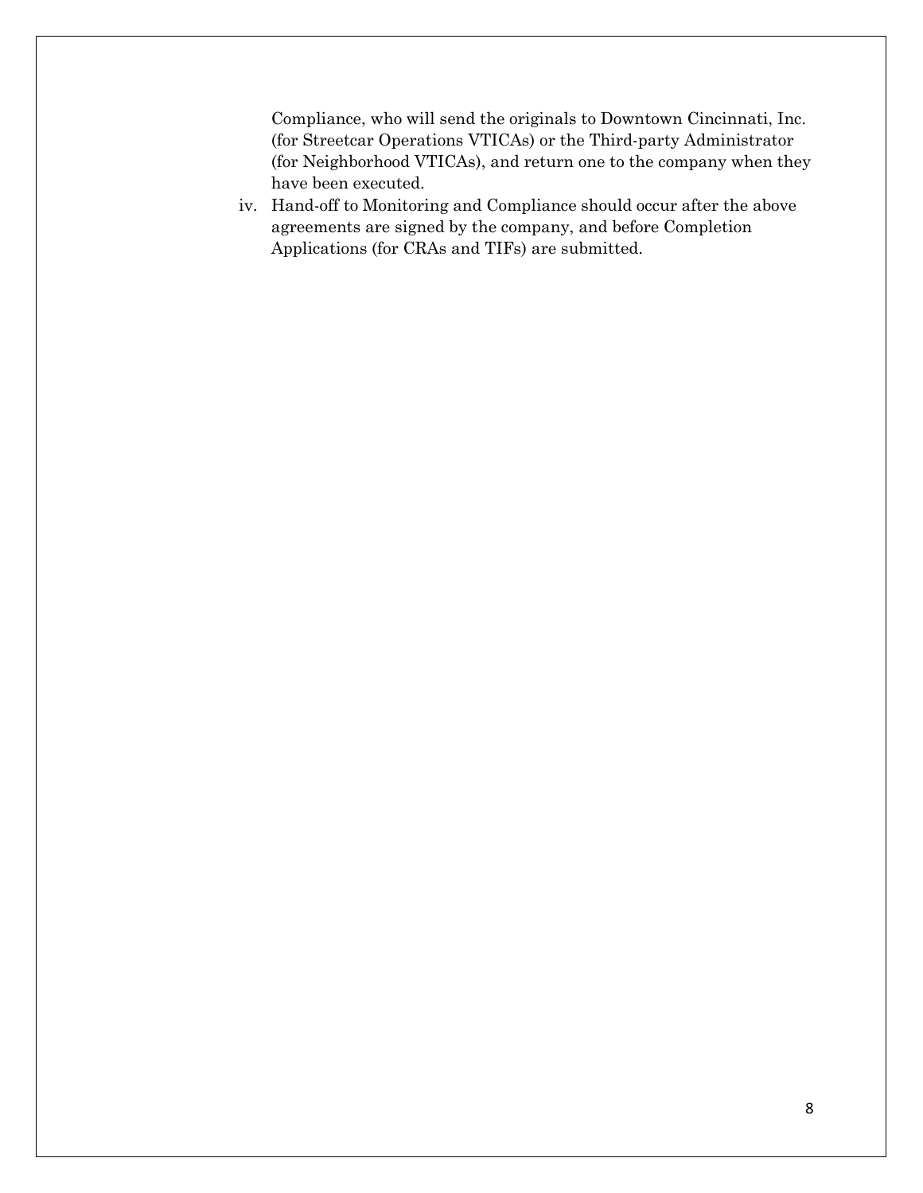Compliance, who will send the originals to Downtown Cincinnati, Inc. (for Streetcar Operations VTICAs) or the Third-party Administrator (for Neighborhood VTICAs), and return one to the company when they have been executed.

iv. Hand-off to Monitoring and Compliance should occur after the above agreements are signed by the company, and before Completion Applications (for CRAs and TIFs) are submitted.